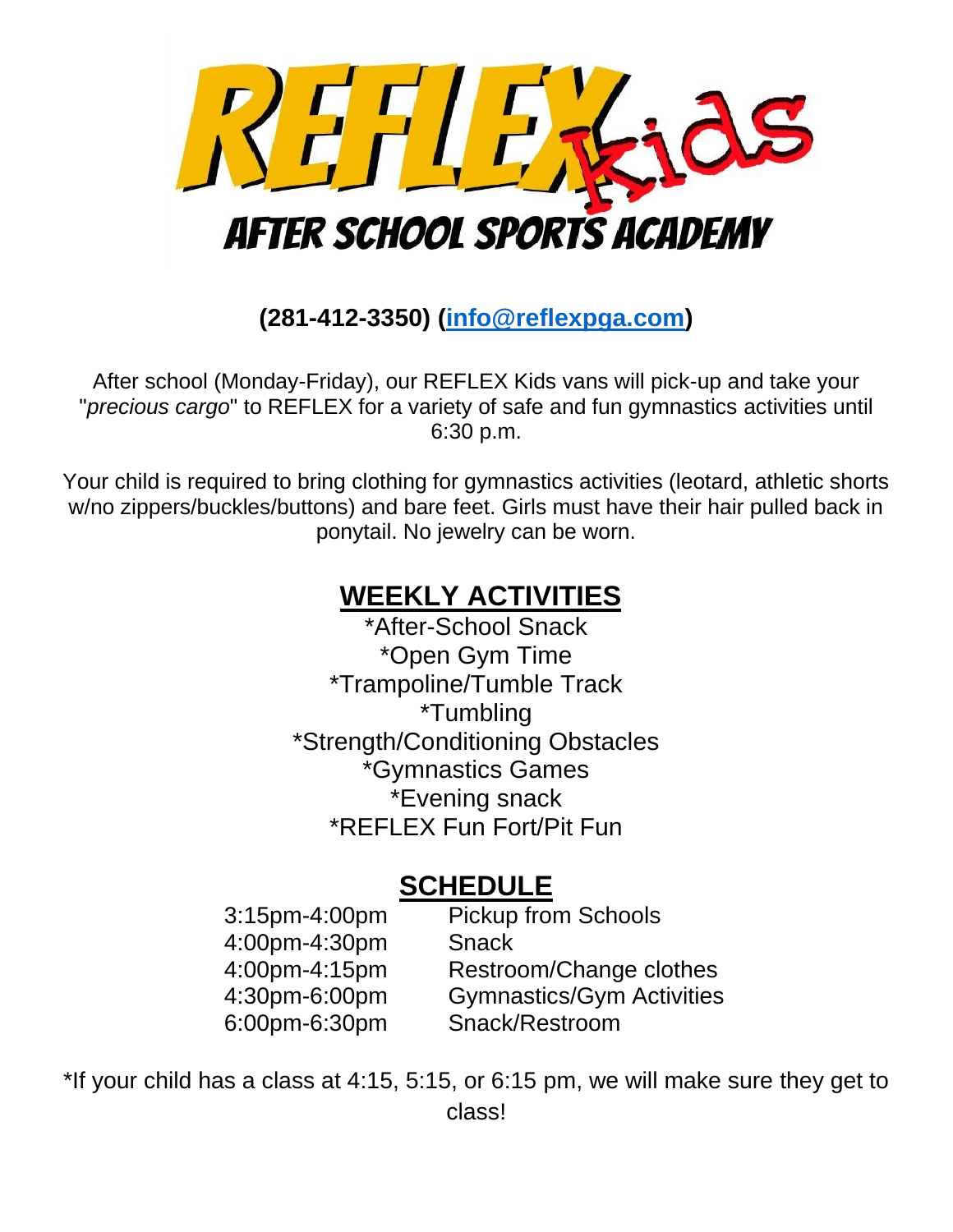# REFLEX Kids

## AFTER SCHOOL SPORTS ACADEMY

**(281-412-3350) ([info@reflexpga.com](mailto:info@reflexpga.com))**

After school (Monday-Friday), our REFLEX Kids vans will pick-up and take your "*precious cargo*" to REFLEX for a variety of safe and fun gymnastics activities until 6:30 p.m.

Your child is required to bring clothing for gymnastics activities (leotard, athletic shorts w/no zippers/buckles/buttons) and bare feet. Girls must have their hair pulled back in ponytail. No jewelry can be worn.

## WEEKLY ACTIVITIES

*After-School Snack
*Open Gym Time
*Trampoline/Tumble Track
*Tumbling
*Strength/Conditioning Obstacles
*Gymnastics Games
*Evening snack
*REFLEX Fun Fort/Pit Fun

## SCHEDULE

| | |
|---|---|
| 3:15pm-4:00pm | Pickup from Schools |
| 4:00pm-4:30pm | Snack |
| 4:00pm-4:15pm | Restroom/Change clothes |
| 4:30pm-6:00pm | Gymnastics/Gym Activities |
| 6:00pm-6:30pm | Snack/Restroom |

*If your child has a class at 4:15, 5:15, or 6:15 pm, we will make sure they get to class!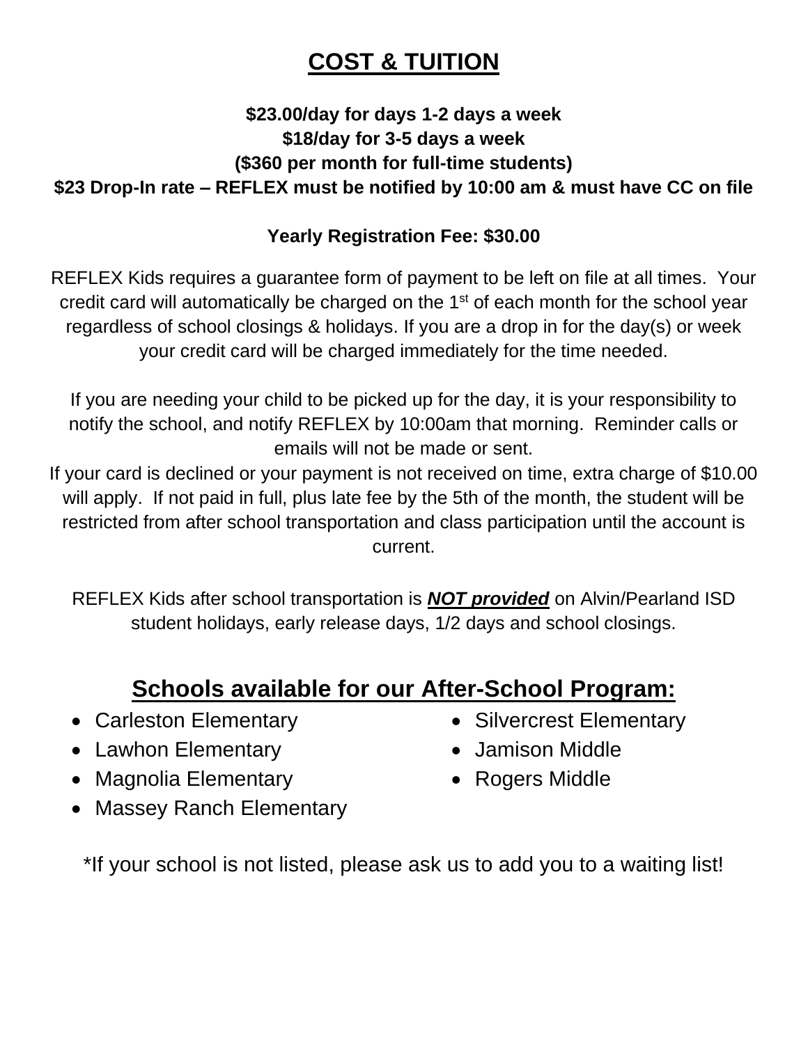# COST & TUITION

**$23.00/day for days 1-2 days a week**
**$18/day for 3-5 days a week**
**($360 per month for full-time students)**
**$23 Drop-In rate – REFLEX must be notified by 10:00 am & must have CC on file**

**Yearly Registration Fee: $30.00**

REFLEX Kids requires a guarantee form of payment to be left on file at all times. Your credit card will automatically be charged on the 1st of each month for the school year regardless of school closings & holidays. If you are a drop in for the day(s) or week your credit card will be charged immediately for the time needed.

If you are needing your child to be picked up for the day, it is your responsibility to notify the school, and notify REFLEX by 10:00am that morning. Reminder calls or emails will not be made or sent.
If your card is declined or your payment is not received on time, extra charge of $10.00 will apply. If not paid in full, plus late fee by the 5th of the month, the student will be restricted from after school transportation and class participation until the account is current.

REFLEX Kids after school transportation is ***NOT provided*** on Alvin/Pearland ISD student holidays, early release days, 1/2 days and school closings.

## Schools available for our After-School Program:

- Carleston Elementary
- Lawhon Elementary
- Magnolia Elementary
- Massey Ranch Elementary
- Silvercrest Elementary
- Jamison Middle
- Rogers Middle

*If your school is not listed, please ask us to add you to a waiting list!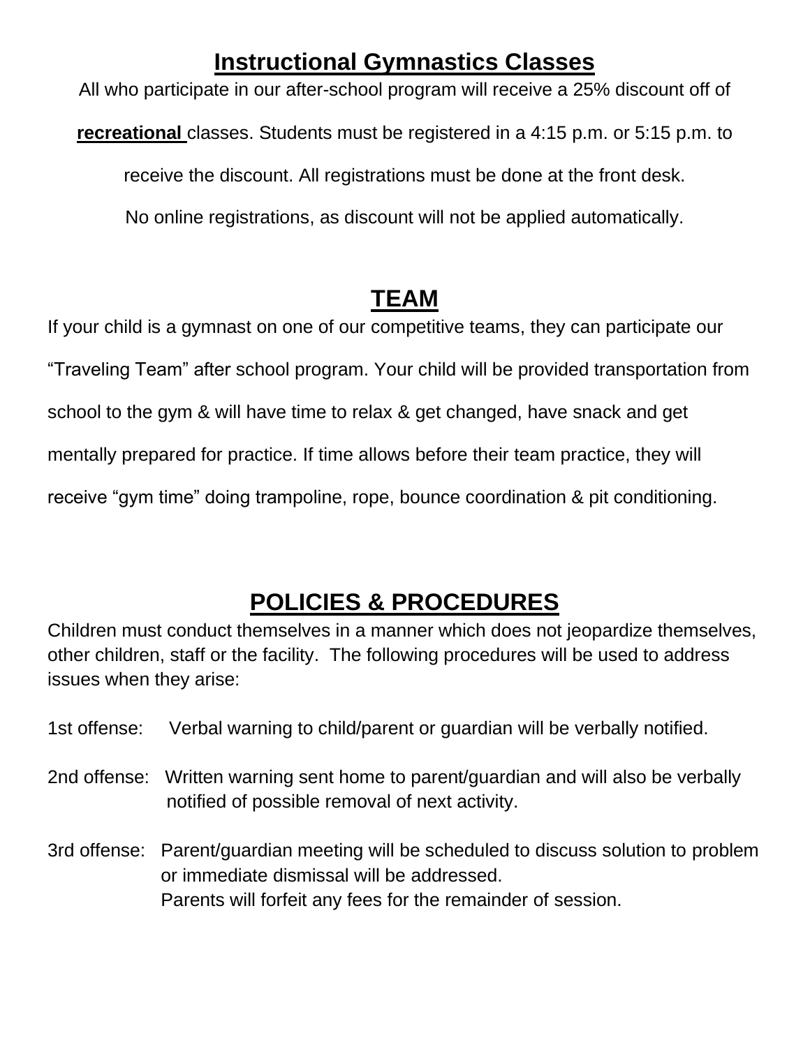## Instructional Gymnastics Classes

All who participate in our after-school program will receive a 25% discount off of **recreational** classes. Students must be registered in a 4:15 p.m. or 5:15 p.m. to receive the discount. All registrations must be done at the front desk. No online registrations, as discount will not be applied automatically.

## TEAM

If your child is a gymnast on one of our competitive teams, they can participate our "Traveling Team" after school program. Your child will be provided transportation from school to the gym & will have time to relax & get changed, have snack and get mentally prepared for practice. If time allows before their team practice, they will receive "gym time" doing trampoline, rope, bounce coordination & pit conditioning.

## POLICIES & PROCEDURES

Children must conduct themselves in a manner which does not jeopardize themselves, other children, staff or the facility. The following procedures will be used to address issues when they arise:

1st offense: Verbal warning to child/parent or guardian will be verbally notified.

2nd offense: Written warning sent home to parent/guardian and will also be verbally notified of possible removal of next activity.

3rd offense: Parent/guardian meeting will be scheduled to discuss solution to problem or immediate dismissal will be addressed.
Parents will forfeit any fees for the remainder of session.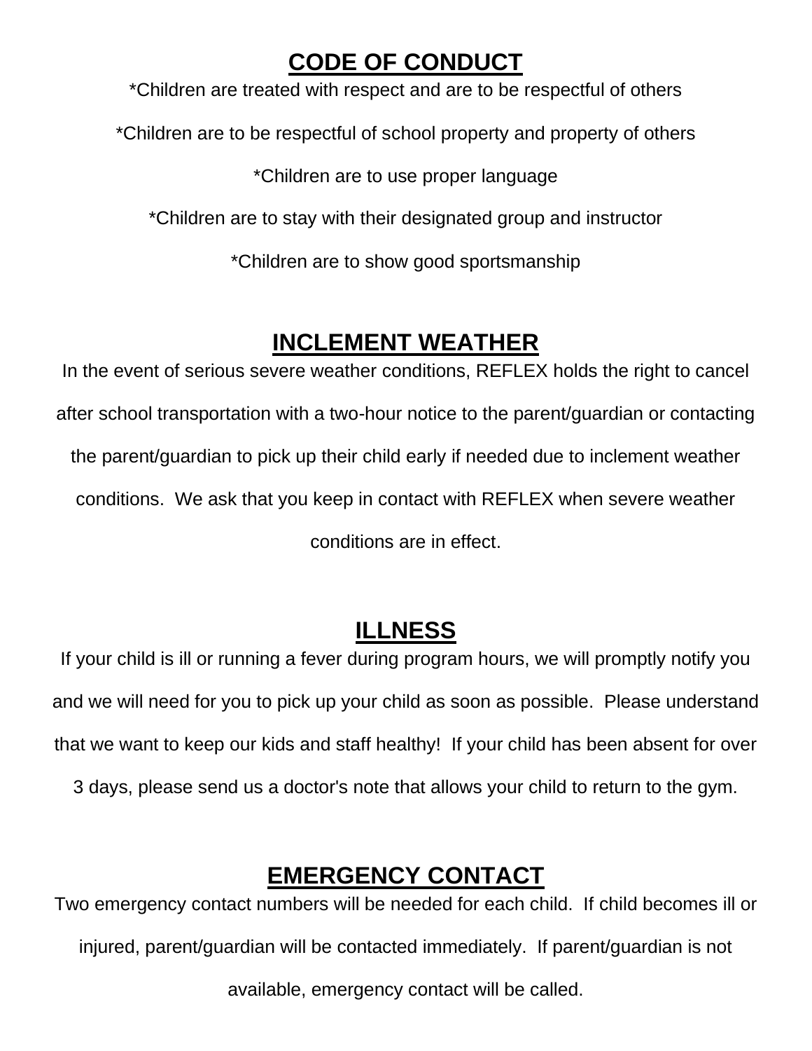## CODE OF CONDUCT

*Children are treated with respect and are to be respectful of others

*Children are to be respectful of school property and property of others

*Children are to use proper language

*Children are to stay with their designated group and instructor

*Children are to show good sportsmanship

## INCLEMENT WEATHER

In the event of serious severe weather conditions, REFLEX holds the right to cancel after school transportation with a two-hour notice to the parent/guardian or contacting the parent/guardian to pick up their child early if needed due to inclement weather conditions. We ask that you keep in contact with REFLEX when severe weather conditions are in effect.

## ILLNESS

If your child is ill or running a fever during program hours, we will promptly notify you and we will need for you to pick up your child as soon as possible. Please understand that we want to keep our kids and staff healthy! If your child has been absent for over 3 days, please send us a doctor's note that allows your child to return to the gym.

## EMERGENCY CONTACT

Two emergency contact numbers will be needed for each child. If child becomes ill or injured, parent/guardian will be contacted immediately. If parent/guardian is not available, emergency contact will be called.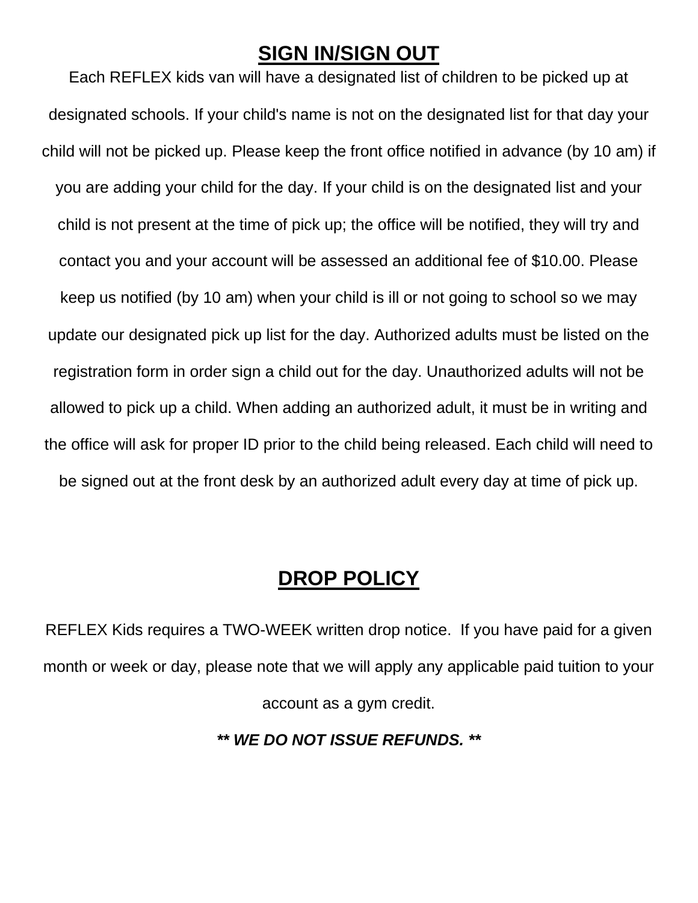## SIGN IN/SIGN OUT

Each REFLEX kids van will have a designated list of children to be picked up at designated schools. If your child's name is not on the designated list for that day your child will not be picked up. Please keep the front office notified in advance (by 10 am) if you are adding your child for the day. If your child is on the designated list and your child is not present at the time of pick up; the office will be notified, they will try and contact you and your account will be assessed an additional fee of $10.00. Please keep us notified (by 10 am) when your child is ill or not going to school so we may update our designated pick up list for the day. Authorized adults must be listed on the registration form in order sign a child out for the day. Unauthorized adults will not be allowed to pick up a child. When adding an authorized adult, it must be in writing and the office will ask for proper ID prior to the child being released. Each child will need to be signed out at the front desk by an authorized adult every day at time of pick up.

## DROP POLICY

REFLEX Kids requires a TWO-WEEK written drop notice.  If you have paid for a given month or week or day, please note that we will apply any applicable paid tuition to your account as a gym credit.

***\*\* WE DO NOT ISSUE REFUNDS. \*\****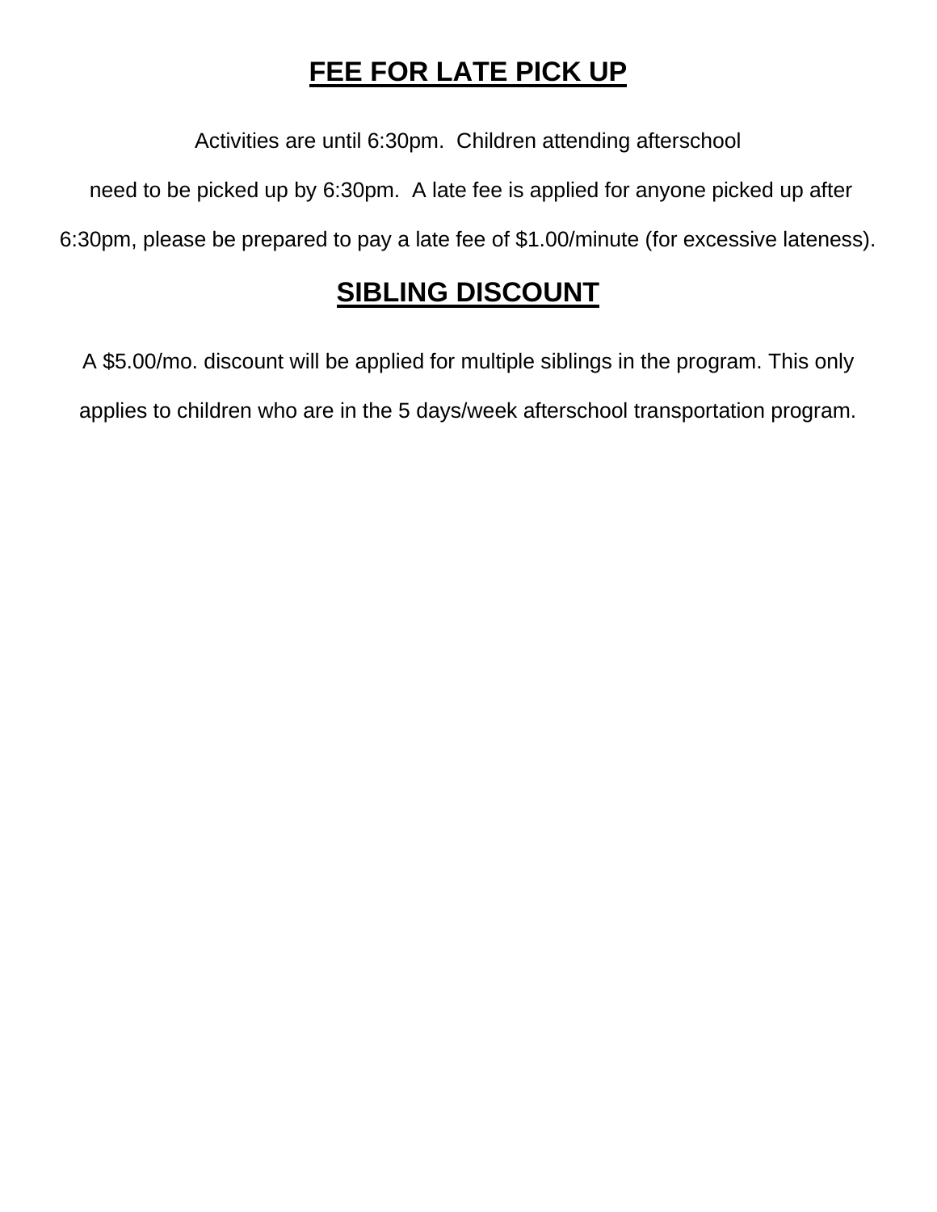## FEE FOR LATE PICK UP

Activities are until 6:30pm. Children attending afterschool need to be picked up by 6:30pm. A late fee is applied for anyone picked up after 6:30pm, please be prepared to pay a late fee of $1.00/minute (for excessive lateness).

## SIBLING DISCOUNT

A $5.00/mo. discount will be applied for multiple siblings in the program. This only applies to children who are in the 5 days/week afterschool transportation program.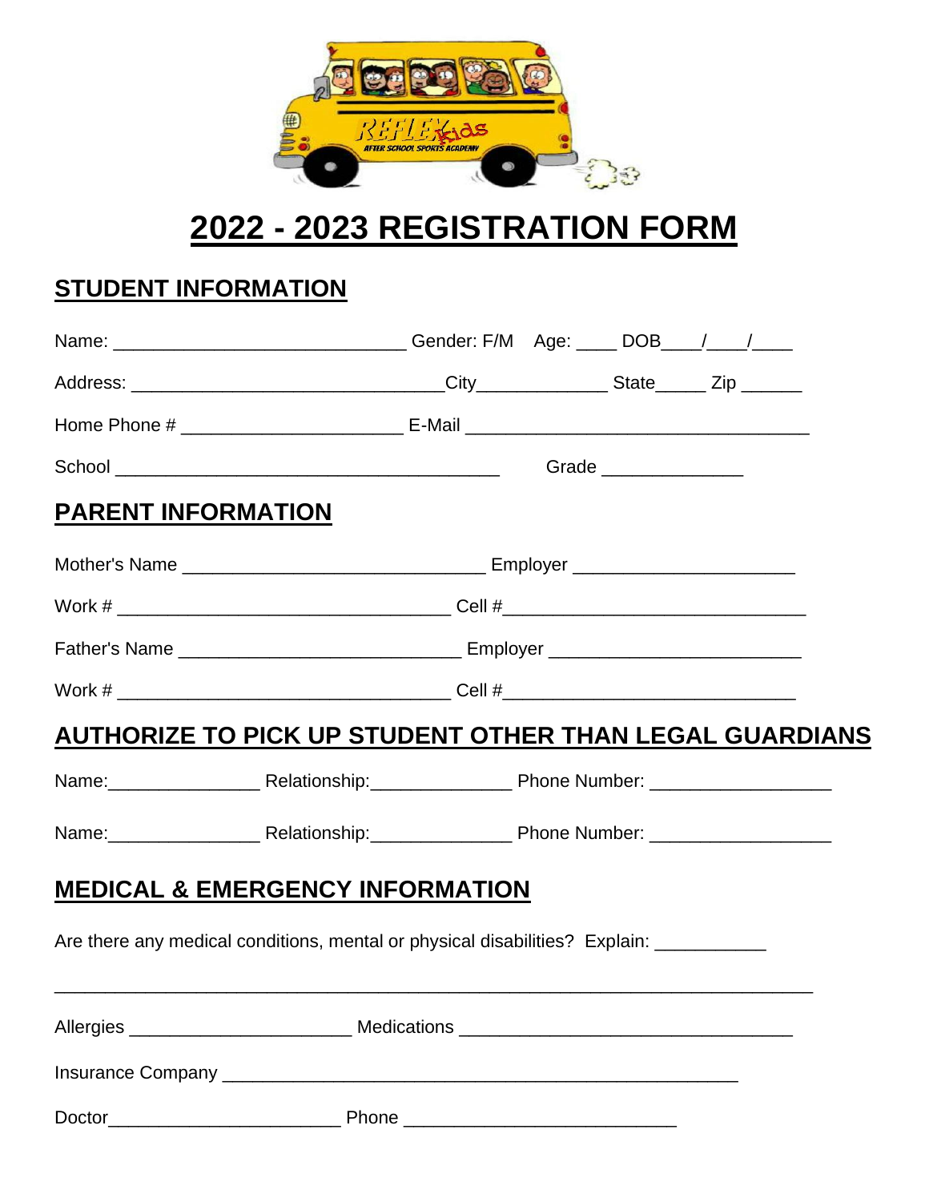# 2022 - 2023 REGISTRATION FORM

## STUDENT INFORMATION

Name: ____________________________ Gender: F/M Age: ____ DOB____/____/____

Address: ______________________________City____________ State_____ Zip ______

Home Phone # _____________________ E-Mail _________________________________

School _____________________________________ Grade ______________

## PARENT INFORMATION

Mother's Name _____________________________ Employer _____________________

Work # ________________________________ Cell #_____________________________

Father's Name ___________________________ Employer ________________________

Work # ________________________________ Cell #____________________________

## AUTHORIZE TO PICK UP STUDENT OTHER THAN LEGAL GUARDIANS

Name:_______________ Relationship:______________ Phone Number: _________________

Name:_______________ Relationship:______________ Phone Number: _________________

## MEDICAL & EMERGENCY INFORMATION

Are there any medical conditions, mental or physical disabilities? Explain: ___________

_________________________________________________________________________

Allergies _____________________ Medications ________________________________

Insurance Company __________________________________________________

Doctor_______________________ Phone __________________________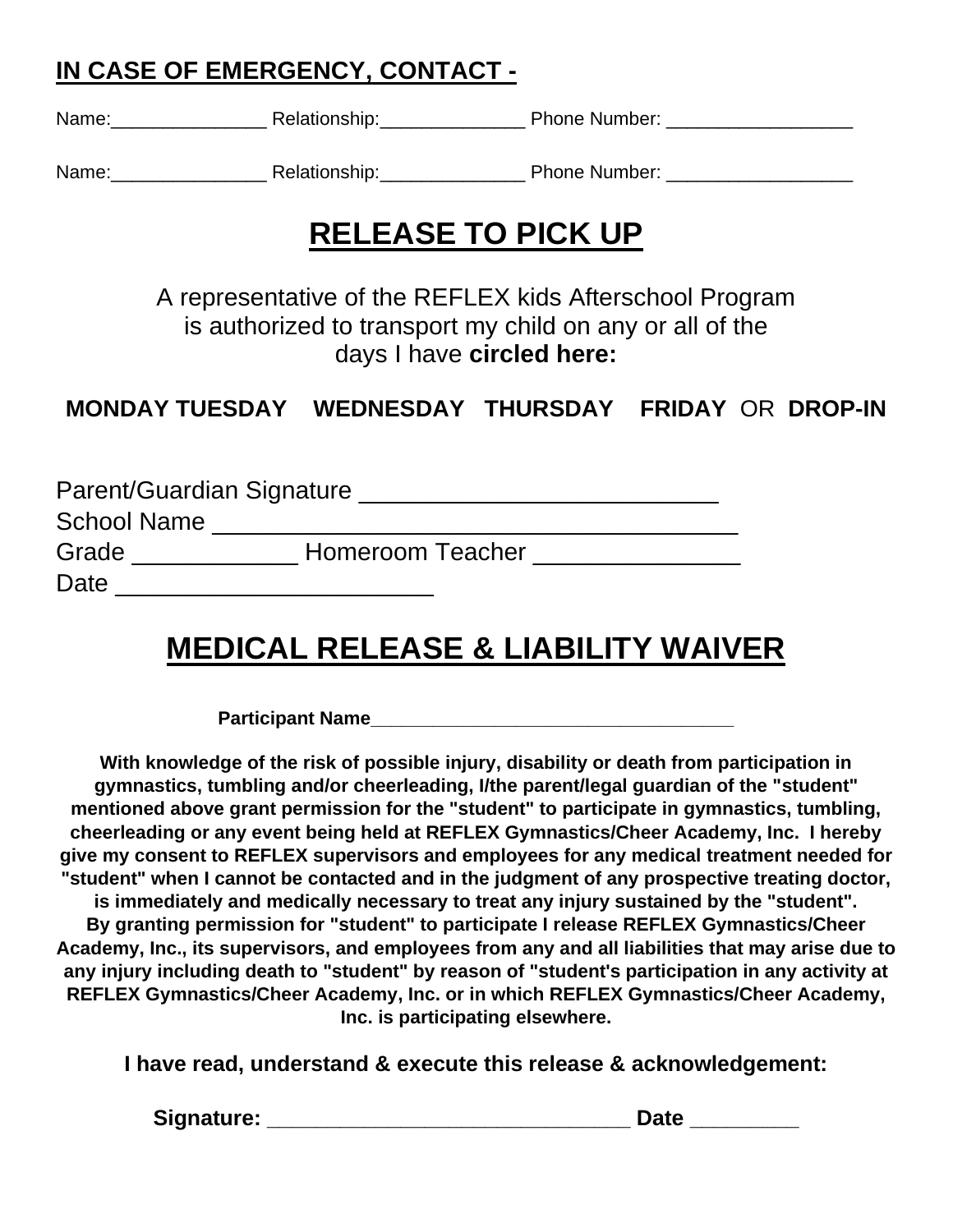**IN CASE OF EMERGENCY, CONTACT -**

Name:_______________ Relationship:______________ Phone Number: __________________

Name:_______________ Relationship:______________ Phone Number: __________________

## RELEASE TO PICK UP

A representative of the REFLEX kids Afterschool Program is authorized to transport my child on any or all of the days I have **circled here:**

**MONDAY TUESDAY WEDNESDAY THURSDAY FRIDAY** OR **DROP-IN**

Parent/Guardian Signature __________________________

School Name ______________________________________

Grade ____________ Homeroom Teacher _______________

Date _______________________

## MEDICAL RELEASE & LIABILITY WAIVER

**Participant Name___________________________________**

**With knowledge of the risk of possible injury, disability or death from participation in gymnastics, tumbling and/or cheerleading, I/the parent/legal guardian of the "student" mentioned above grant permission for the "student" to participate in gymnastics, tumbling, cheerleading or any event being held at REFLEX Gymnastics/Cheer Academy, Inc. I hereby give my consent to REFLEX supervisors and employees for any medical treatment needed for "student" when I cannot be contacted and in the judgment of any prospective treating doctor, is immediately and medically necessary to treat any injury sustained by the "student". By granting permission for "student" to participate I release REFLEX Gymnastics/Cheer Academy, Inc., its supervisors, and employees from any and all liabilities that may arise due to any injury including death to "student" by reason of "student's participation in any activity at REFLEX Gymnastics/Cheer Academy, Inc. or in which REFLEX Gymnastics/Cheer Academy, Inc. is participating elsewhere.**

**I have read, understand & execute this release & acknowledgement:**

**Signature: ______________________________ Date _________**